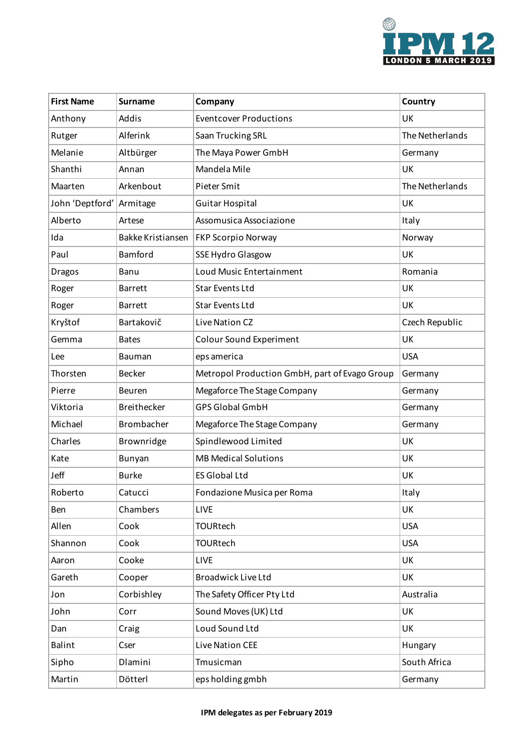| First Name | Surname | Company | Country |
|---|---|---|---|
| Anthony | Addis | Eventcover Productions | UK |
| Rutger | Alferink | Saan Trucking SRL | The Netherlands |
| Melanie | Altbürger | The Maya Power GmbH | Germany |
| Shanthi | Annan | Mandela Mile | UK |
| Maarten | Arkenbout | Pieter Smit | The Netherlands |
| John ‘Deptford’ | Armitage | Guitar Hospital | UK |
| Alberto | Artese | Assomusica Associazione | Italy |
| Ida | Bakke Kristiansen | FKP Scorpio Norway | Norway |
| Paul | Bamford | SSE Hydro Glasgow | UK |
| Dragos | Banu | Loud Music Entertainment | Romania |
| Roger | Barrett | Star Events Ltd | UK |
| Roger | Barrett | Star Events Ltd | UK |
| Kryštof | Bartakovič | Live Nation CZ | Czech Republic |
| Gemma | Bates | Colour Sound Experiment | UK |
| Lee | Bauman | eps america | USA |
| Thorsten | Becker | Metropol Production GmbH, part of Evago Group | Germany |
| Pierre | Beuren | Megaforce The Stage Company | Germany |
| Viktoria | Breithecker | GPS Global GmbH | Germany |
| Michael | Brombacher | Megaforce The Stage Company | Germany |
| Charles | Brownridge | Spindlewood Limited | UK |
| Kate | Bunyan | MB Medical Solutions | UK |
| Jeff | Burke | ES Global Ltd | UK |
| Roberto | Catucci | Fondazione Musica per Roma | Italy |
| Ben | Chambers | LIVE | UK |
| Allen | Cook | TOURtech | USA |
| Shannon | Cook | TOURtech | USA |
| Aaron | Cooke | LIVE | UK |
| Gareth | Cooper | Broadwick Live Ltd | UK |
| Jon | Corbishley | The Safety Officer Pty Ltd | Australia |
| John | Corr | Sound Moves (UK) Ltd | UK |
| Dan | Craig | Loud Sound Ltd | UK |
| Balint | Cser | Live Nation CEE | Hungary |
| Sipho | Dlamini | Tmusicman | South Africa |
| Martin | Dötterl | eps holding gmbh | Germany |

**IPM delegates as per February 2019**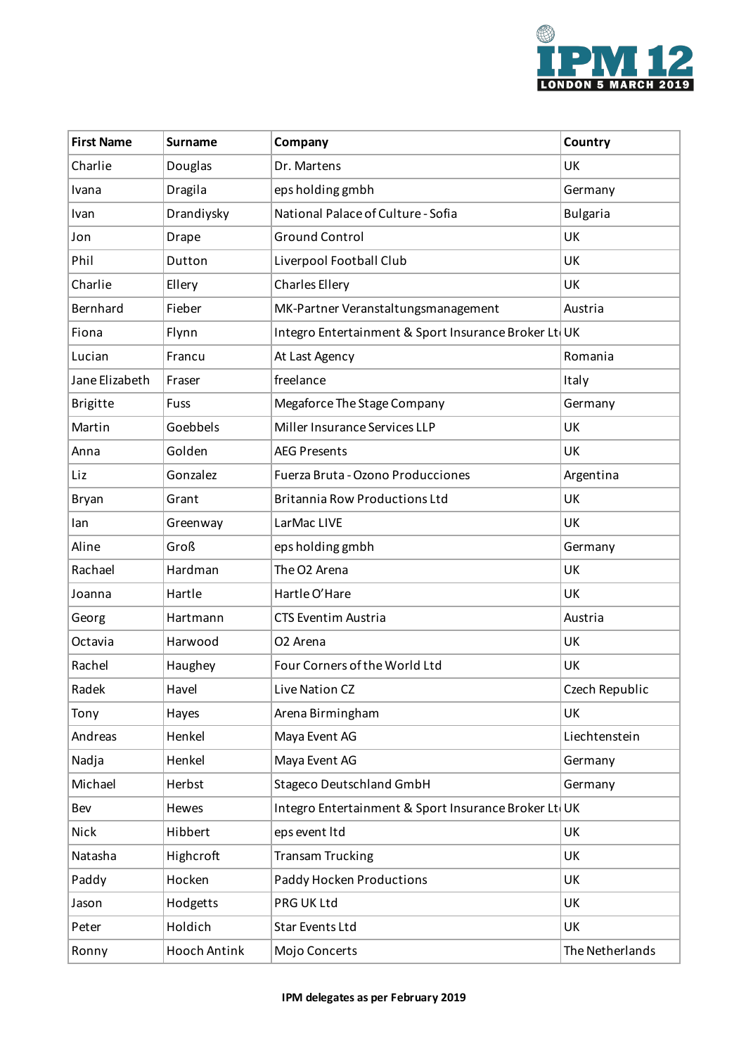| First Name | Surname | Company | Country |
|---|---|---|---|
| Charlie | Douglas | Dr. Martens | UK |
| Ivana | Dragila | eps holding gmbh | Germany |
| Ivan | Drandiysky | National Palace of Culture - Sofia | Bulgaria |
| Jon | Drape | Ground Control | UK |
| Phil | Dutton | Liverpool Football Club | UK |
| Charlie | Ellery | Charles Ellery | UK |
| Bernhard | Fieber | MK-Partner Veranstaltungsmanagement | Austria |
| Fiona | Flynn | Integro Entertainment & Sport Insurance Broker Lt | UK |
| Lucian | Francu | At Last Agency | Romania |
| Jane Elizabeth | Fraser | freelance | Italy |
| Brigitte | Fuss | Megaforce The Stage Company | Germany |
| Martin | Goebbels | Miller Insurance Services LLP | UK |
| Anna | Golden | AEG Presents | UK |
| Liz | Gonzalez | Fuerza Bruta - Ozono Producciones | Argentina |
| Bryan | Grant | Britannia Row Productions Ltd | UK |
| Ian | Greenway | LarMac LIVE | UK |
| Aline | Groß | eps holding gmbh | Germany |
| Rachael | Hardman | The O2 Arena | UK |
| Joanna | Hartle | Hartle O'Hare | UK |
| Georg | Hartmann | CTS Eventim Austria | Austria |
| Octavia | Harwood | O2 Arena | UK |
| Rachel | Haughey | Four Corners of the World Ltd | UK |
| Radek | Havel | Live Nation CZ | Czech Republic |
| Tony | Hayes | Arena Birmingham | UK |
| Andreas | Henkel | Maya Event AG | Liechtenstein |
| Nadja | Henkel | Maya Event AG | Germany |
| Michael | Herbst | Stageco Deutschland GmbH | Germany |
| Bev | Hewes | Integro Entertainment & Sport Insurance Broker Lt | UK |
| Nick | Hibbert | eps event ltd | UK |
| Natasha | Highcroft | Transam Trucking | UK |
| Paddy | Hocken | Paddy Hocken Productions | UK |
| Jason | Hodgetts | PRG UK Ltd | UK |
| Peter | Holdich | Star Events Ltd | UK |
| Ronny | Hooch Antink | Mojo Concerts | The Netherlands |

**IPM delegates as per February 2019**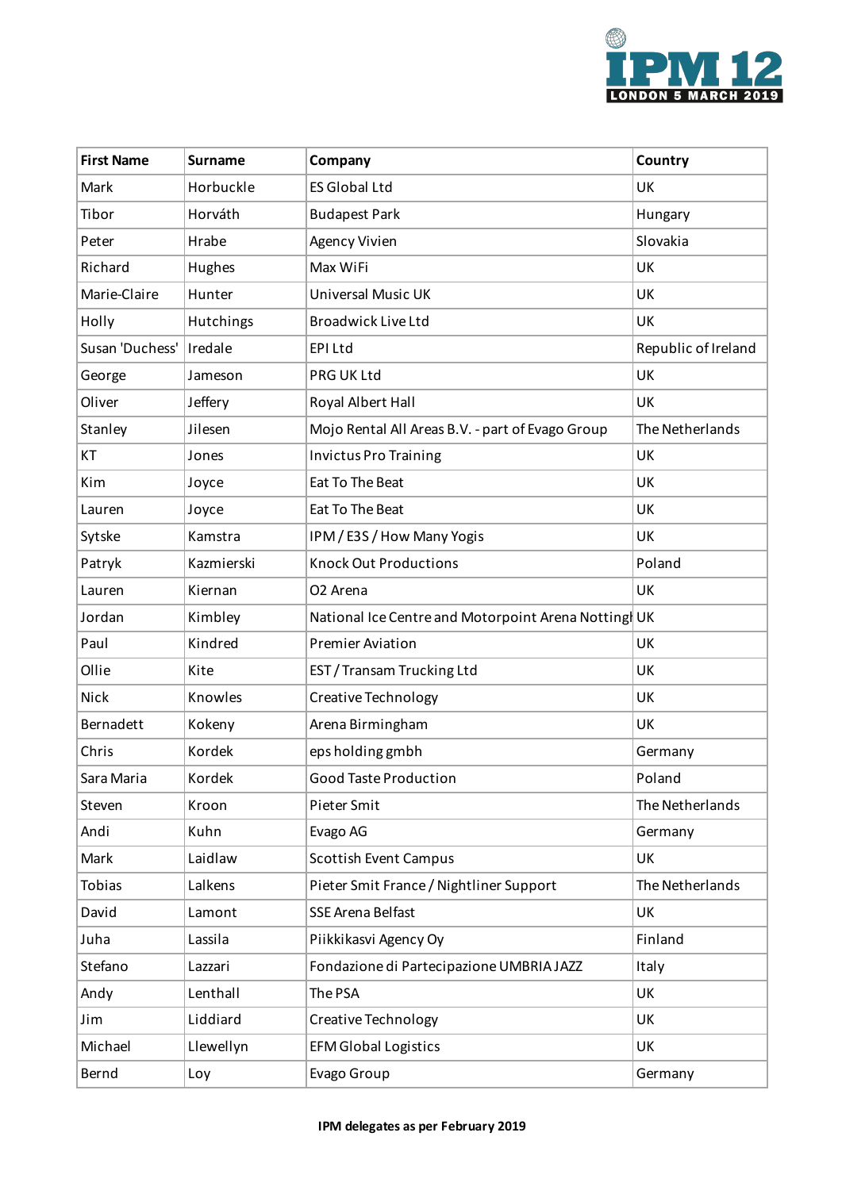| First Name | Surname | Company | Country |
| --- | --- | --- | --- |
| Mark | Horbuckle | ES Global Ltd | UK |
| Tibor | Horváth | Budapest Park | Hungary |
| Peter | Hrabe | Agency Vivien | Slovakia |
| Richard | Hughes | Max WiFi | UK |
| Marie-Claire | Hunter | Universal Music UK | UK |
| Holly | Hutchings | Broadwick Live Ltd | UK |
| Susan 'Duchess' | Iredale | EPI Ltd | Republic of Ireland |
| George | Jameson | PRG UK Ltd | UK |
| Oliver | Jeffery | Royal Albert Hall | UK |
| Stanley | Jilesen | Mojo Rental All Areas B.V. - part of Evago Group | The Netherlands |
| KT | Jones | Invictus Pro Training | UK |
| Kim | Joyce | Eat To The Beat | UK |
| Lauren | Joyce | Eat To The Beat | UK |
| Sytske | Kamstra | IPM / E3S / How Many Yogis | UK |
| Patryk | Kazmierski | Knock Out Productions | Poland |
| Lauren | Kiernan | O2 Arena | UK |
| Jordan | Kimbley | National Ice Centre and Motorpoint Arena Nottingh | UK |
| Paul | Kindred | Premier Aviation | UK |
| Ollie | Kite | EST / Transam Trucking Ltd | UK |
| Nick | Knowles | Creative Technology | UK |
| Bernadett | Kokeny | Arena Birmingham | UK |
| Chris | Kordek | eps holding gmbh | Germany |
| Sara Maria | Kordek | Good Taste Production | Poland |
| Steven | Kroon | Pieter Smit | The Netherlands |
| Andi | Kuhn | Evago AG | Germany |
| Mark | Laidlaw | Scottish Event Campus | UK |
| Tobias | Lalkens | Pieter Smit France / Nightliner Support | The Netherlands |
| David | Lamont | SSE Arena Belfast | UK |
| Juha | Lassila | Piikkikasvi Agency Oy | Finland |
| Stefano | Lazzari | Fondazione di Partecipazione UMBRIA JAZZ | Italy |
| Andy | Lenthall | The PSA | UK |
| Jim | Liddiard | Creative Technology | UK |
| Michael | Llewellyn | EFM Global Logistics | UK |
| Bernd | Loy | Evago Group | Germany |

**IPM delegates as per February 2019**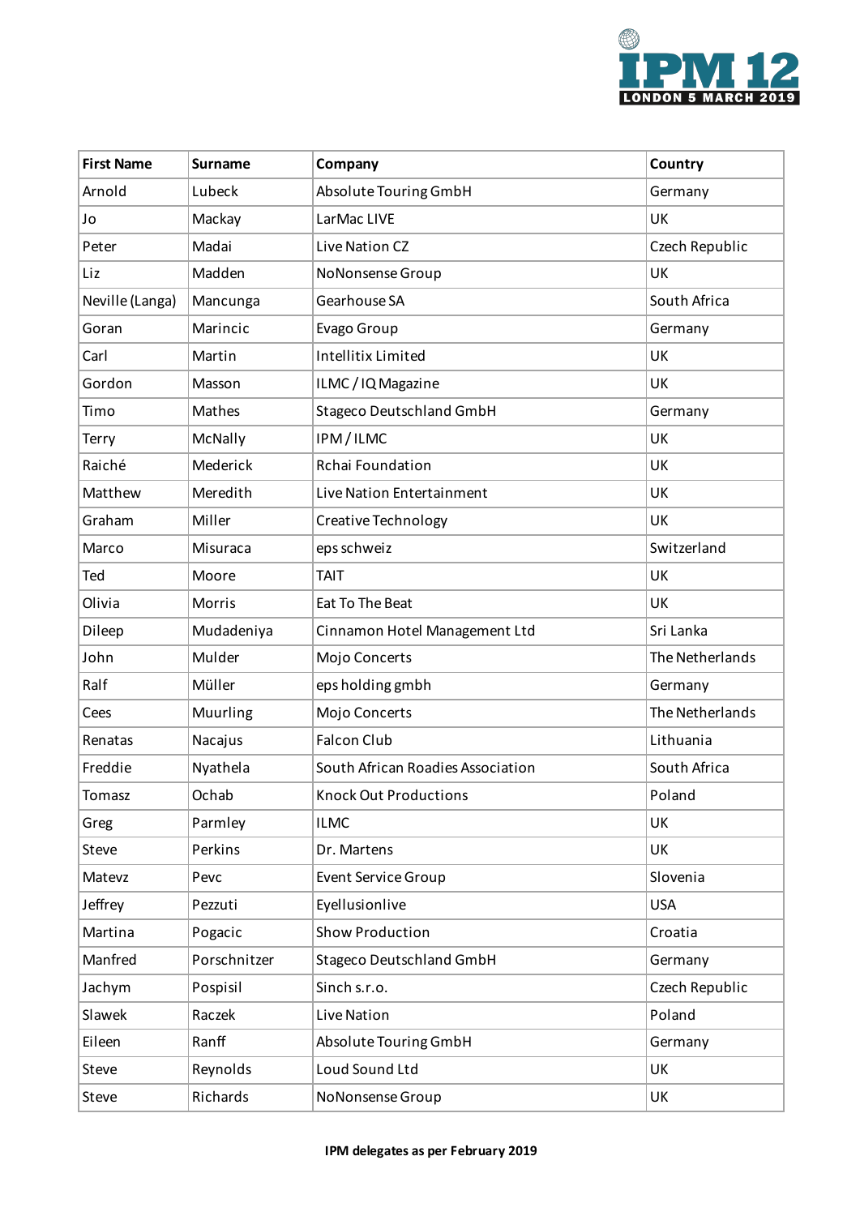| First Name | Surname | Company | Country |
|---|---|---|---|
| Arnold | Lubeck | Absolute Touring GmbH | Germany |
| Jo | Mackay | LarMac LIVE | UK |
| Peter | Madai | Live Nation CZ | Czech Republic |
| Liz | Madden | NoNonsense Group | UK |
| Neville (Langa) | Mancunga | Gearhouse SA | South Africa |
| Goran | Marincic | Evago Group | Germany |
| Carl | Martin | Intellitix Limited | UK |
| Gordon | Masson | ILMC / IQ Magazine | UK |
| Timo | Mathes | Stageco Deutschland GmbH | Germany |
| Terry | McNally | IPM / ILMC | UK |
| Raiché | Mederick | Rchai Foundation | UK |
| Matthew | Meredith | Live Nation Entertainment | UK |
| Graham | Miller | Creative Technology | UK |
| Marco | Misuraca | eps schweiz | Switzerland |
| Ted | Moore | TAIT | UK |
| Olivia | Morris | Eat To The Beat | UK |
| Dileep | Mudadeniya | Cinnamon Hotel Management Ltd | Sri Lanka |
| John | Mulder | Mojo Concerts | The Netherlands |
| Ralf | Müller | eps holding gmbh | Germany |
| Cees | Muurling | Mojo Concerts | The Netherlands |
| Renatas | Nacajus | Falcon Club | Lithuania |
| Freddie | Nyathela | South African Roadies Association | South Africa |
| Tomasz | Ochab | Knock Out Productions | Poland |
| Greg | Parmley | ILMC | UK |
| Steve | Perkins | Dr. Martens | UK |
| Matevz | Pevc | Event Service Group | Slovenia |
| Jeffrey | Pezzuti | Eyellusionlive | USA |
| Martina | Pogacic | Show Production | Croatia |
| Manfred | Porschnitzer | Stageco Deutschland GmbH | Germany |
| Jachym | Pospisil | Sinch s.r.o. | Czech Republic |
| Slawek | Raczek | Live Nation | Poland |
| Eileen | Ranff | Absolute Touring GmbH | Germany |
| Steve | Reynolds | Loud Sound Ltd | UK |
| Steve | Richards | NoNonsense Group | UK |

**IPM delegates as per February 2019**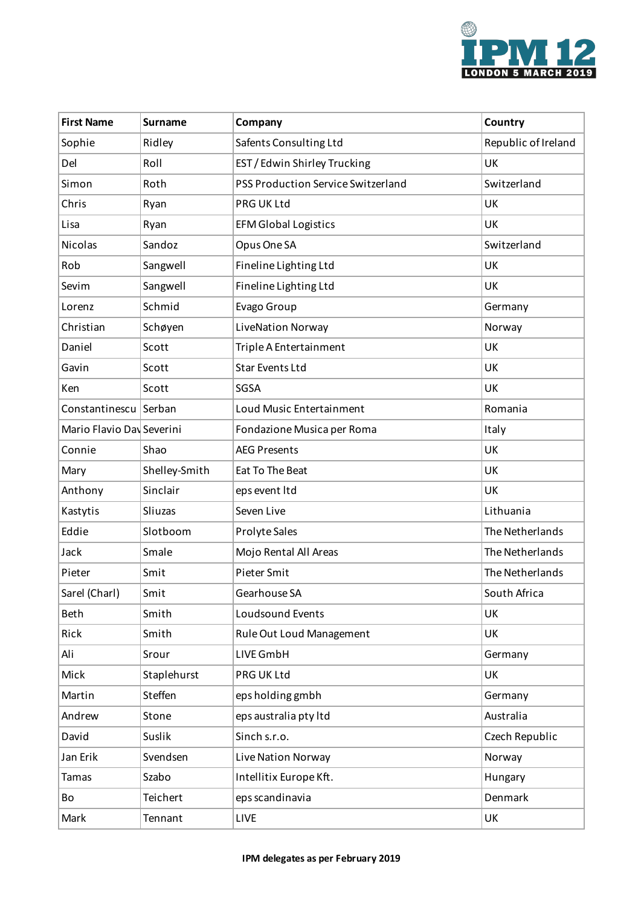| First Name | Surname | Company | Country |
|---|---|---|---|
| Sophie | Ridley | Safents Consulting Ltd | Republic of Ireland |
| Del | Roll | EST / Edwin Shirley Trucking | UK |
| Simon | Roth | PSS Production Service Switzerland | Switzerland |
| Chris | Ryan | PRG UK Ltd | UK |
| Lisa | Ryan | EFM Global Logistics | UK |
| Nicolas | Sandoz | Opus One SA | Switzerland |
| Rob | Sangwell | Fineline Lighting Ltd | UK |
| Sevim | Sangwell | Fineline Lighting Ltd | UK |
| Lorenz | Schmid | Evago Group | Germany |
| Christian | Schøyen | LiveNation Norway | Norway |
| Daniel | Scott | Triple A Entertainment | UK |
| Gavin | Scott | Star Events Ltd | UK |
| Ken | Scott | SGSA | UK |
| Constantinescu | Serban | Loud Music Entertainment | Romania |
| Mario Flavio Dav | Severini | Fondazione Musica per Roma | Italy |
| Connie | Shao | AEG Presents | UK |
| Mary | Shelley-Smith | Eat To The Beat | UK |
| Anthony | Sinclair | eps event ltd | UK |
| Kastytis | Sliuzas | Seven Live | Lithuania |
| Eddie | Slotboom | Prolyte Sales | The Netherlands |
| Jack | Smale | Mojo Rental All Areas | The Netherlands |
| Pieter | Smit | Pieter Smit | The Netherlands |
| Sarel (Charl) | Smit | Gearhouse SA | South Africa |
| Beth | Smith | Loudsound Events | UK |
| Rick | Smith | Rule Out Loud Management | UK |
| Ali | Srour | LIVE GmbH | Germany |
| Mick | Staplehurst | PRG UK Ltd | UK |
| Martin | Steffen | eps holding gmbh | Germany |
| Andrew | Stone | eps australia pty ltd | Australia |
| David | Suslik | Sinch s.r.o. | Czech Republic |
| Jan Erik | Svendsen | Live Nation Norway | Norway |
| Tamas | Szabo | Intellitix Europe Kft. | Hungary |
| Bo | Teichert | eps scandinavia | Denmark |
| Mark | Tennant | LIVE | UK |

**IPM delegates as per February 2019**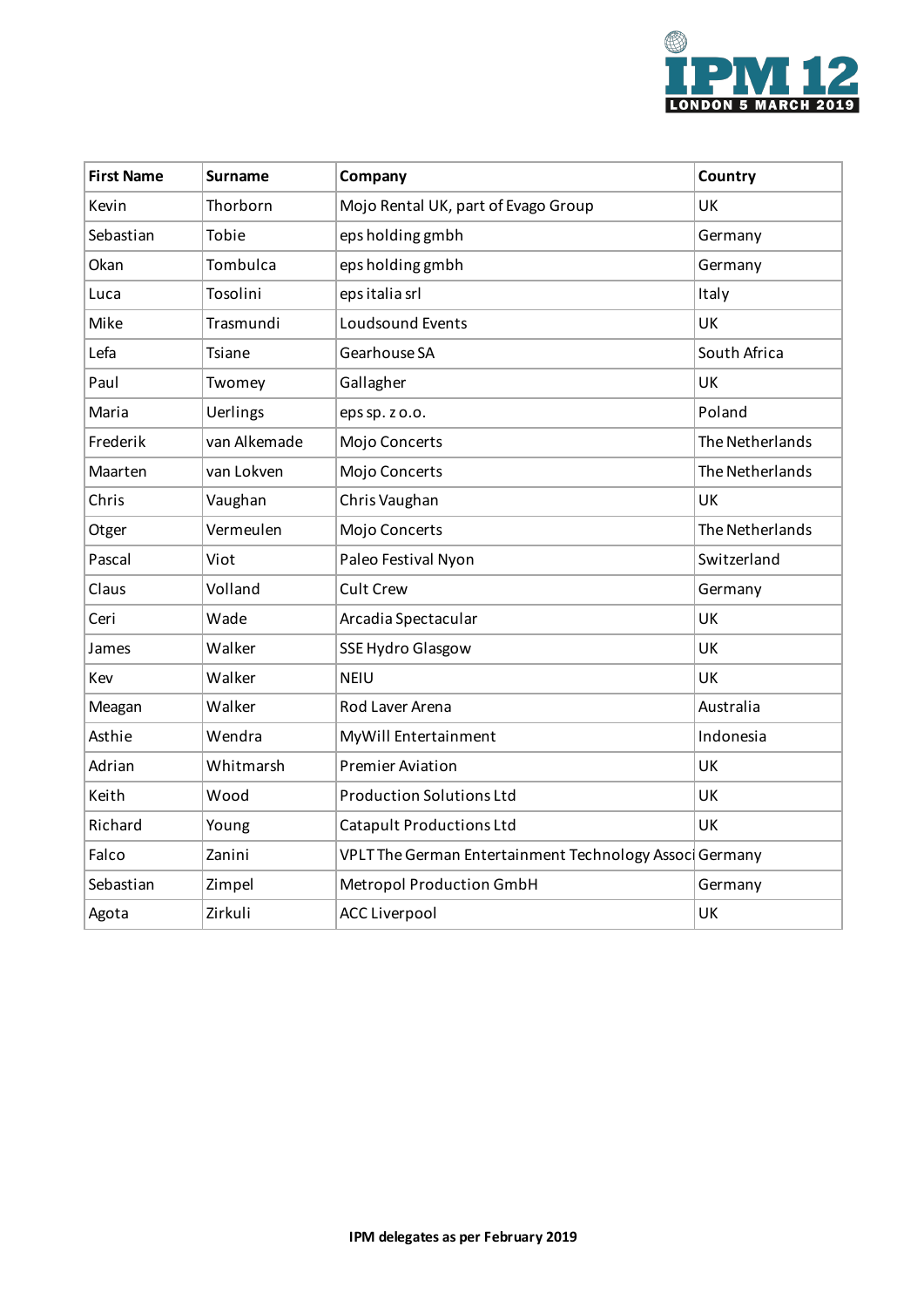| First Name | Surname | Company | Country |
|---|---|---|---|
| Kevin | Thorborn | Mojo Rental UK, part of Evago Group | UK |
| Sebastian | Tobie | eps holding gmbh | Germany |
| Okan | Tombulca | eps holding gmbh | Germany |
| Luca | Tosolini | eps italia srl | Italy |
| Mike | Trasmundi | Loudsound Events | UK |
| Lefa | Tsiane | Gearhouse SA | South Africa |
| Paul | Twomey | Gallagher | UK |
| Maria | Uerlings | eps sp. z o.o. | Poland |
| Frederik | van Alkemade | Mojo Concerts | The Netherlands |
| Maarten | van Lokven | Mojo Concerts | The Netherlands |
| Chris | Vaughan | Chris Vaughan | UK |
| Otger | Vermeulen | Mojo Concerts | The Netherlands |
| Pascal | Viot | Paleo Festival Nyon | Switzerland |
| Claus | Volland | Cult Crew | Germany |
| Ceri | Wade | Arcadia Spectacular | UK |
| James | Walker | SSE Hydro Glasgow | UK |
| Kev | Walker | NEIU | UK |
| Meagan | Walker | Rod Laver Arena | Australia |
| Asthie | Wendra | MyWill Entertainment | Indonesia |
| Adrian | Whitmarsh | Premier Aviation | UK |
| Keith | Wood | Production Solutions Ltd | UK |
| Richard | Young | Catapult Productions Ltd | UK |
| Falco | Zanini | VPLT The German Entertainment Technology Associ | Germany |
| Sebastian | Zimpel | Metropol Production GmbH | Germany |
| Agota | Zirkuli | ACC Liverpool | UK |

**IPM delegates as per February 2019**